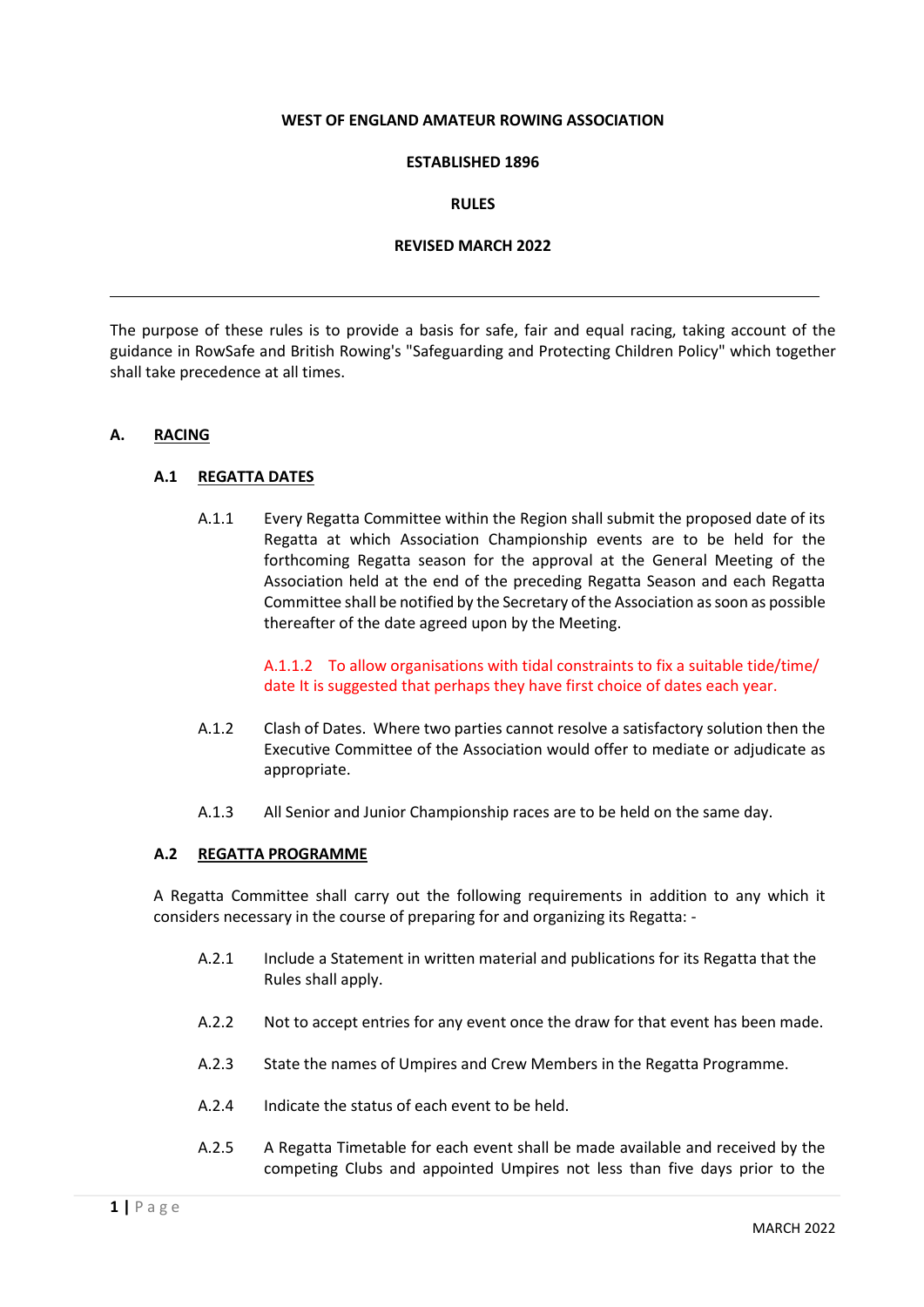**WEST OF ENGLAND AMATEUR ROWING ASSOCIATION**

**ESTABLISHED 1896**

**RULES**

**REVISED MARCH 2022**

---

The purpose of these rules is to provide a basis for safe, fair and equal racing, taking account of the guidance in RowSafe and British Rowing's "Safeguarding and Protecting Children Policy" which together shall take precedence at all times.

## A. RACING

### A.1 REGATTA DATES

A.1.1 Every Regatta Committee within the Region shall submit the proposed date of its Regatta at which Association Championship events are to be held for the forthcoming Regatta season for the approval at the General Meeting of the Association held at the end of the preceding Regatta Season and each Regatta Committee shall be notified by the Secretary of the Association as soon as possible thereafter of the date agreed upon by the Meeting.

A.1.1.2 To allow organisations with tidal constraints to fix a suitable tide/time/ date It is suggested that perhaps they have first choice of dates each year.

A.1.2 Clash of Dates. Where two parties cannot resolve a satisfactory solution then the Executive Committee of the Association would offer to mediate or adjudicate as appropriate.

A.1.3 All Senior and Junior Championship races are to be held on the same day.

### A.2 REGATTA PROGRAMME

A Regatta Committee shall carry out the following requirements in addition to any which it considers necessary in the course of preparing for and organizing its Regatta: -

A.2.1 Include a Statement in written material and publications for its Regatta that the Rules shall apply.

A.2.2 Not to accept entries for any event once the draw for that event has been made.

A.2.3 State the names of Umpires and Crew Members in the Regatta Programme.

A.2.4 Indicate the status of each event to be held.

A.2.5 A Regatta Timetable for each event shall be made available and received by the competing Clubs and appointed Umpires not less than five days prior to the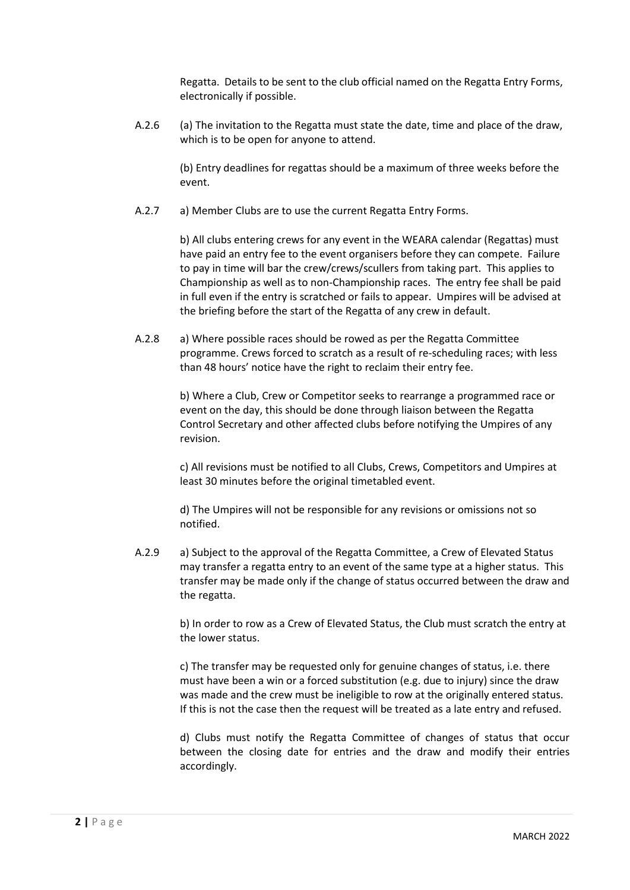Regatta. Details to be sent to the club official named on the Regatta Entry Forms, electronically if possible.

A.2.6 (a) The invitation to the Regatta must state the date, time and place of the draw, which is to be open for anyone to attend.

(b) Entry deadlines for regattas should be a maximum of three weeks before the event.

A.2.7 a) Member Clubs are to use the current Regatta Entry Forms.

b) All clubs entering crews for any event in the WEARA calendar (Regattas) must have paid an entry fee to the event organisers before they can compete. Failure to pay in time will bar the crew/crews/scullers from taking part. This applies to Championship as well as to non-Championship races. The entry fee shall be paid in full even if the entry is scratched or fails to appear. Umpires will be advised at the briefing before the start of the Regatta of any crew in default.

A.2.8 a) Where possible races should be rowed as per the Regatta Committee programme. Crews forced to scratch as a result of re-scheduling races; with less than 48 hours' notice have the right to reclaim their entry fee.

b) Where a Club, Crew or Competitor seeks to rearrange a programmed race or event on the day, this should be done through liaison between the Regatta Control Secretary and other affected clubs before notifying the Umpires of any revision.

c) All revisions must be notified to all Clubs, Crews, Competitors and Umpires at least 30 minutes before the original timetabled event.

d) The Umpires will not be responsible for any revisions or omissions not so notified.

A.2.9 a) Subject to the approval of the Regatta Committee, a Crew of Elevated Status may transfer a regatta entry to an event of the same type at a higher status. This transfer may be made only if the change of status occurred between the draw and the regatta.

b) In order to row as a Crew of Elevated Status, the Club must scratch the entry at the lower status.

c) The transfer may be requested only for genuine changes of status, i.e. there must have been a win or a forced substitution (e.g. due to injury) since the draw was made and the crew must be ineligible to row at the originally entered status. If this is not the case then the request will be treated as a late entry and refused.

d) Clubs must notify the Regatta Committee of changes of status that occur between the closing date for entries and the draw and modify their entries accordingly.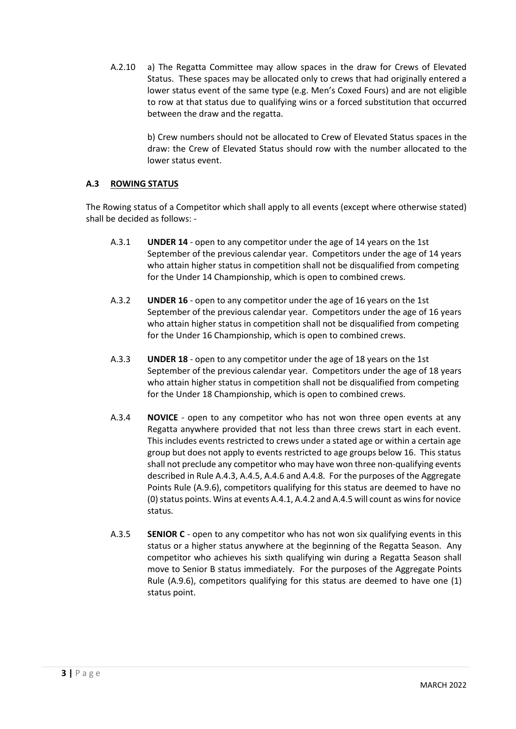A.2.10 a) The Regatta Committee may allow spaces in the draw for Crews of Elevated Status. These spaces may be allocated only to crews that had originally entered a lower status event of the same type (e.g. Men's Coxed Fours) and are not eligible to row at that status due to qualifying wins or a forced substitution that occurred between the draw and the regatta.

b) Crew numbers should not be allocated to Crew of Elevated Status spaces in the draw: the Crew of Elevated Status should row with the number allocated to the lower status event.

## A.3 ROWING STATUS

The Rowing status of a Competitor which shall apply to all events (except where otherwise stated) shall be decided as follows: -

A.3.1 **UNDER 14** - open to any competitor under the age of 14 years on the 1st September of the previous calendar year. Competitors under the age of 14 years who attain higher status in competition shall not be disqualified from competing for the Under 14 Championship, which is open to combined crews.

A.3.2 **UNDER 16** - open to any competitor under the age of 16 years on the 1st September of the previous calendar year. Competitors under the age of 16 years who attain higher status in competition shall not be disqualified from competing for the Under 16 Championship, which is open to combined crews.

A.3.3 **UNDER 18** - open to any competitor under the age of 18 years on the 1st September of the previous calendar year. Competitors under the age of 18 years who attain higher status in competition shall not be disqualified from competing for the Under 18 Championship, which is open to combined crews.

A.3.4 **NOVICE** - open to any competitor who has not won three open events at any Regatta anywhere provided that not less than three crews start in each event. This includes events restricted to crews under a stated age or within a certain age group but does not apply to events restricted to age groups below 16. This status shall not preclude any competitor who may have won three non-qualifying events described in Rule A.4.3, A.4.5, A.4.6 and A.4.8. For the purposes of the Aggregate Points Rule (A.9.6), competitors qualifying for this status are deemed to have no (0) status points. Wins at events A.4.1, A.4.2 and A.4.5 will count as wins for novice status.

A.3.5 **SENIOR C** - open to any competitor who has not won six qualifying events in this status or a higher status anywhere at the beginning of the Regatta Season. Any competitor who achieves his sixth qualifying win during a Regatta Season shall move to Senior B status immediately. For the purposes of the Aggregate Points Rule (A.9.6), competitors qualifying for this status are deemed to have one (1) status point.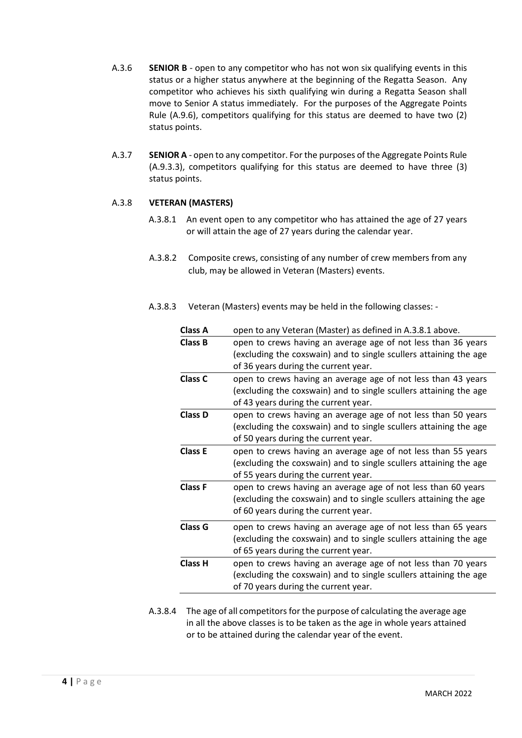A.3.6 **SENIOR B** - open to any competitor who has not won six qualifying events in this status or a higher status anywhere at the beginning of the Regatta Season. Any competitor who achieves his sixth qualifying win during a Regatta Season shall move to Senior A status immediately. For the purposes of the Aggregate Points Rule (A.9.6), competitors qualifying for this status are deemed to have two (2) status points.

A.3.7 **SENIOR A** - open to any competitor. For the purposes of the Aggregate Points Rule (A.9.3.3), competitors qualifying for this status are deemed to have three (3) status points.

A.3.8 **VETERAN (MASTERS)**

A.3.8.1 An event open to any competitor who has attained the age of 27 years or will attain the age of 27 years during the calendar year.

A.3.8.2 Composite crews, consisting of any number of crew members from any club, may be allowed in Veteran (Masters) events.

A.3.8.3 Veteran (Masters) events may be held in the following classes: -

| **Class A** | open to any Veteran (Master) as defined in A.3.8.1 above. |
|---|---|
| **Class B** | open to crews having an average age of not less than 36 years (excluding the coxswain) and to single scullers attaining the age of 36 years during the current year. |
| **Class C** | open to crews having an average age of not less than 43 years (excluding the coxswain) and to single scullers attaining the age of 43 years during the current year. |
| **Class D** | open to crews having an average age of not less than 50 years (excluding the coxswain) and to single scullers attaining the age of 50 years during the current year. |
| **Class E** | open to crews having an average age of not less than 55 years (excluding the coxswain) and to single scullers attaining the age of 55 years during the current year. |
| **Class F** | open to crews having an average age of not less than 60 years (excluding the coxswain) and to single scullers attaining the age of 60 years during the current year. |
| **Class G** | open to crews having an average age of not less than 65 years (excluding the coxswain) and to single scullers attaining the age of 65 years during the current year. |
| **Class H** | open to crews having an average age of not less than 70 years (excluding the coxswain) and to single scullers attaining the age of 70 years during the current year. |

A.3.8.4 The age of all competitors for the purpose of calculating the average age in all the above classes is to be taken as the age in whole years attained or to be attained during the calendar year of the event.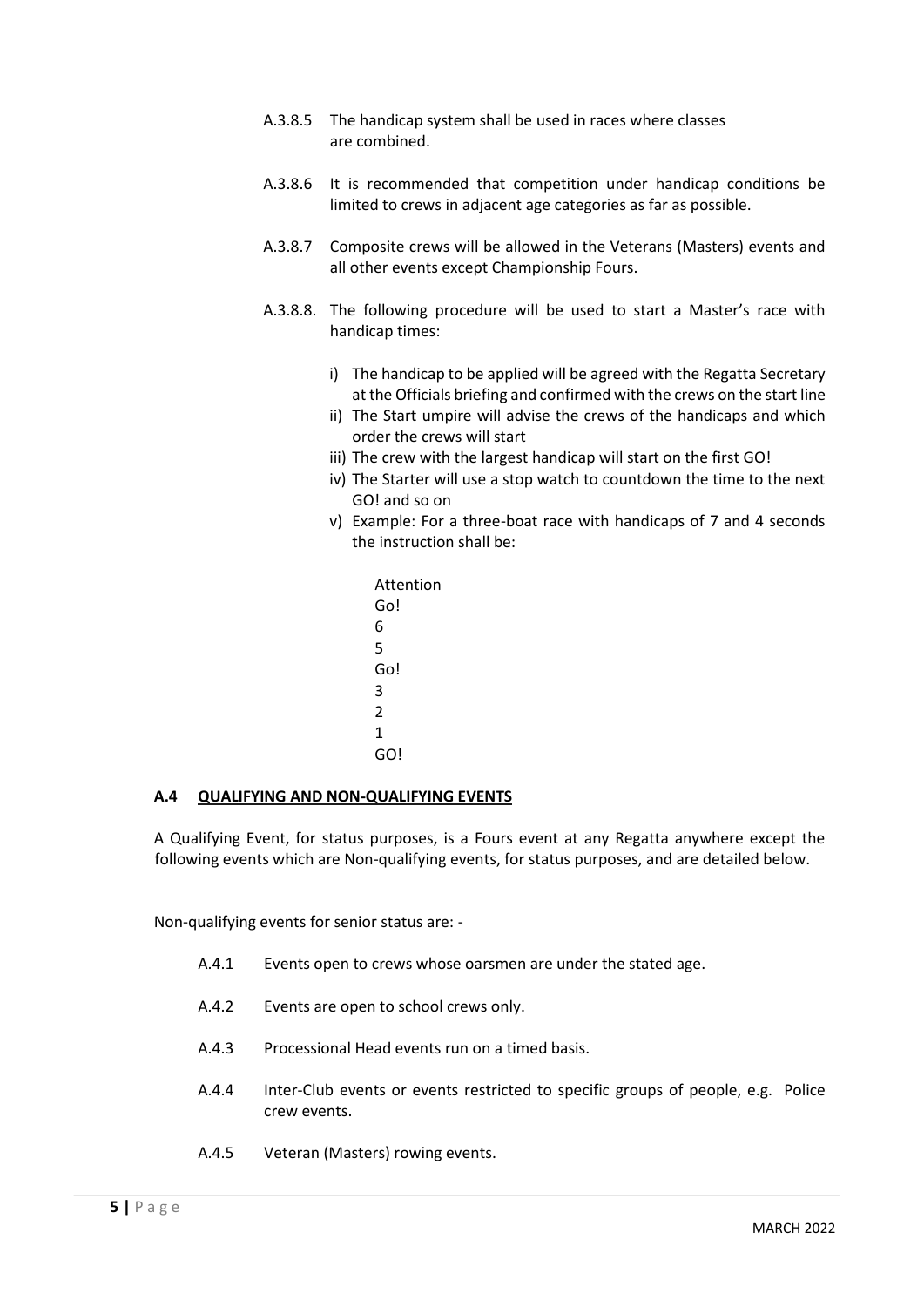A.3.8.5 The handicap system shall be used in races where classes are combined.

A.3.8.6 It is recommended that competition under handicap conditions be limited to crews in adjacent age categories as far as possible.

A.3.8.7 Composite crews will be allowed in the Veterans (Masters) events and all other events except Championship Fours.

A.3.8.8. The following procedure will be used to start a Master's race with handicap times:

i) The handicap to be applied will be agreed with the Regatta Secretary at the Officials briefing and confirmed with the crews on the start line
ii) The Start umpire will advise the crews of the handicaps and which order the crews will start
iii) The crew with the largest handicap will start on the first GO!
iv) The Starter will use a stop watch to countdown the time to the next GO! and so on
v) Example: For a three-boat race with handicaps of 7 and 4 seconds the instruction shall be:

Attention
Go!
6
5
Go!
3
2
1
GO!

### A.4 QUALIFYING AND NON-QUALIFYING EVENTS

A Qualifying Event, for status purposes, is a Fours event at any Regatta anywhere except the following events which are Non-qualifying events, for status purposes, and are detailed below.

Non-qualifying events for senior status are: -

A.4.1 Events open to crews whose oarsmen are under the stated age.

A.4.2 Events are open to school crews only.

A.4.3 Processional Head events run on a timed basis.

A.4.4 Inter-Club events or events restricted to specific groups of people, e.g. Police crew events.

A.4.5 Veteran (Masters) rowing events.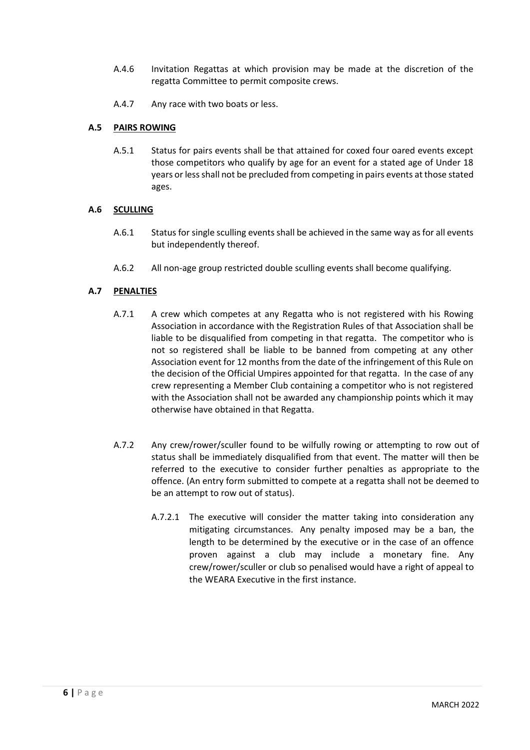A.4.6 Invitation Regattas at which provision may be made at the discretion of the regatta Committee to permit composite crews.

A.4.7 Any race with two boats or less.

### A.5 PAIRS ROWING

A.5.1 Status for pairs events shall be that attained for coxed four oared events except those competitors who qualify by age for an event for a stated age of Under 18 years or less shall not be precluded from competing in pairs events at those stated ages.

### A.6 SCULLING

A.6.1 Status for single sculling events shall be achieved in the same way as for all events but independently thereof.

A.6.2 All non-age group restricted double sculling events shall become qualifying.

### A.7 PENALTIES

A.7.1 A crew which competes at any Regatta who is not registered with his Rowing Association in accordance with the Registration Rules of that Association shall be liable to be disqualified from competing in that regatta. The competitor who is not so registered shall be liable to be banned from competing at any other Association event for 12 months from the date of the infringement of this Rule on the decision of the Official Umpires appointed for that regatta. In the case of any crew representing a Member Club containing a competitor who is not registered with the Association shall not be awarded any championship points which it may otherwise have obtained in that Regatta.

A.7.2 Any crew/rower/sculler found to be wilfully rowing or attempting to row out of status shall be immediately disqualified from that event. The matter will then be referred to the executive to consider further penalties as appropriate to the offence. (An entry form submitted to compete at a regatta shall not be deemed to be an attempt to row out of status).

A.7.2.1 The executive will consider the matter taking into consideration any mitigating circumstances. Any penalty imposed may be a ban, the length to be determined by the executive or in the case of an offence proven against a club may include a monetary fine. Any crew/rower/sculler or club so penalised would have a right of appeal to the WEARA Executive in the first instance.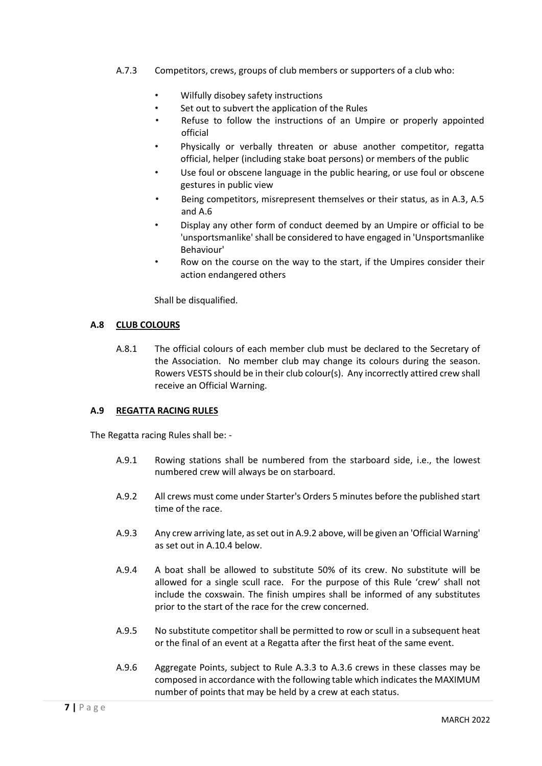A.7.3 Competitors, crews, groups of club members or supporters of a club who:

- Wilfully disobey safety instructions
- Set out to subvert the application of the Rules
- Refuse to follow the instructions of an Umpire or properly appointed official
- Physically or verbally threaten or abuse another competitor, regatta official, helper (including stake boat persons) or members of the public
- Use foul or obscene language in the public hearing, or use foul or obscene gestures in public view
- Being competitors, misrepresent themselves or their status, as in A.3, A.5 and A.6
- Display any other form of conduct deemed by an Umpire or official to be 'unsportsmanlike' shall be considered to have engaged in 'Unsportsmanlike Behaviour'
- Row on the course on the way to the start, if the Umpires consider their action endangered others

Shall be disqualified.

## A.8 CLUB COLOURS

A.8.1 The official colours of each member club must be declared to the Secretary of the Association. No member club may change its colours during the season. Rowers VESTS should be in their club colour(s). Any incorrectly attired crew shall receive an Official Warning.

## A.9 REGATTA RACING RULES

The Regatta racing Rules shall be: -

A.9.1 Rowing stations shall be numbered from the starboard side, i.e., the lowest numbered crew will always be on starboard.

A.9.2 All crews must come under Starter's Orders 5 minutes before the published start time of the race.

A.9.3 Any crew arriving late, as set out in A.9.2 above, will be given an 'Official Warning' as set out in A.10.4 below.

A.9.4 A boat shall be allowed to substitute 50% of its crew. No substitute will be allowed for a single scull race. For the purpose of this Rule 'crew' shall not include the coxswain. The finish umpires shall be informed of any substitutes prior to the start of the race for the crew concerned.

A.9.5 No substitute competitor shall be permitted to row or scull in a subsequent heat or the final of an event at a Regatta after the first heat of the same event.

A.9.6 Aggregate Points, subject to Rule A.3.3 to A.3.6 crews in these classes may be composed in accordance with the following table which indicates the MAXIMUM number of points that may be held by a crew at each status.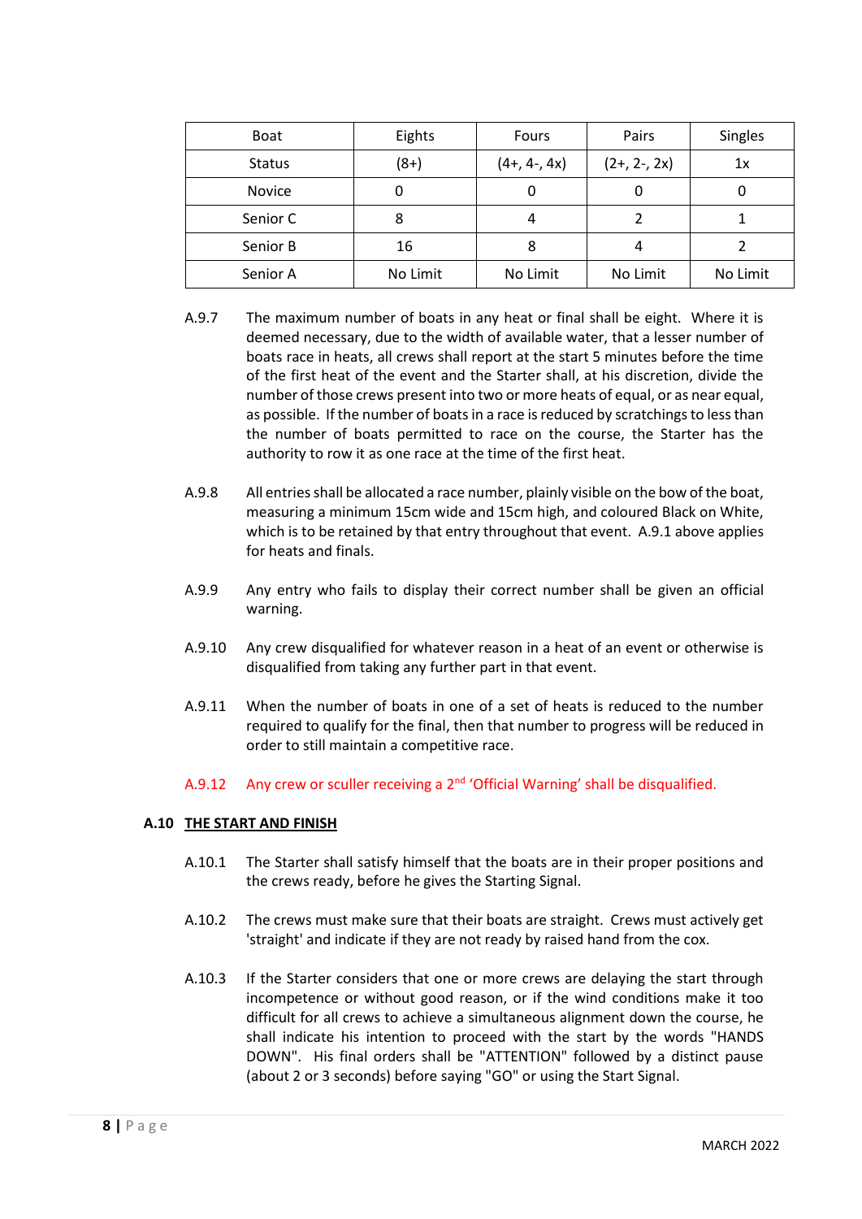| Boat | Eights | Fours | Pairs | Singles |
|---|---|---|---|---|
| Status | (8+) | (4+, 4-, 4x) | (2+, 2-, 2x) | 1x |
| Novice | 0 | 0 | 0 | 0 |
| Senior C | 8 | 4 | 2 | 1 |
| Senior B | 16 | 8 | 4 | 2 |
| Senior A | No Limit | No Limit | No Limit | No Limit |

A.9.7 The maximum number of boats in any heat or final shall be eight. Where it is deemed necessary, due to the width of available water, that a lesser number of boats race in heats, all crews shall report at the start 5 minutes before the time of the first heat of the event and the Starter shall, at his discretion, divide the number of those crews present into two or more heats of equal, or as near equal, as possible. If the number of boats in a race is reduced by scratchings to less than the number of boats permitted to race on the course, the Starter has the authority to row it as one race at the time of the first heat.

A.9.8 All entries shall be allocated a race number, plainly visible on the bow of the boat, measuring a minimum 15cm wide and 15cm high, and coloured Black on White, which is to be retained by that entry throughout that event. A.9.1 above applies for heats and finals.

A.9.9 Any entry who fails to display their correct number shall be given an official warning.

A.9.10 Any crew disqualified for whatever reason in a heat of an event or otherwise is disqualified from taking any further part in that event.

A.9.11 When the number of boats in one of a set of heats is reduced to the number required to qualify for the final, then that number to progress will be reduced in order to still maintain a competitive race.

A.9.12 Any crew or sculler receiving a 2nd 'Official Warning' shall be disqualified.

## A.10 THE START AND FINISH

A.10.1 The Starter shall satisfy himself that the boats are in their proper positions and the crews ready, before he gives the Starting Signal.

A.10.2 The crews must make sure that their boats are straight. Crews must actively get 'straight' and indicate if they are not ready by raised hand from the cox.

A.10.3 If the Starter considers that one or more crews are delaying the start through incompetence or without good reason, or if the wind conditions make it too difficult for all crews to achieve a simultaneous alignment down the course, he shall indicate his intention to proceed with the start by the words "HANDS DOWN". His final orders shall be "ATTENTION" followed by a distinct pause (about 2 or 3 seconds) before saying "GO" or using the Start Signal.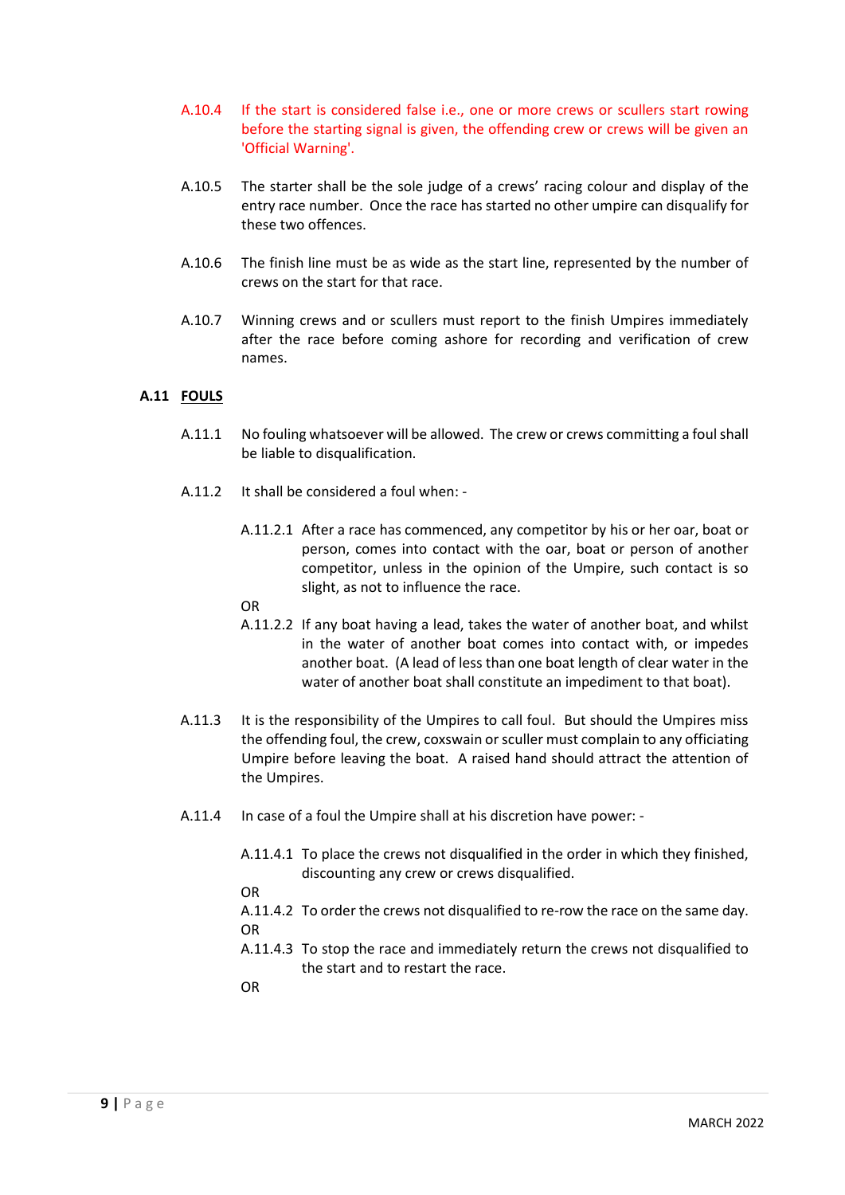A.10.4 If the start is considered false i.e., one or more crews or scullers start rowing before the starting signal is given, the offending crew or crews will be given an 'Official Warning'.

A.10.5 The starter shall be the sole judge of a crews' racing colour and display of the entry race number. Once the race has started no other umpire can disqualify for these two offences.

A.10.6 The finish line must be as wide as the start line, represented by the number of crews on the start for that race.

A.10.7 Winning crews and or scullers must report to the finish Umpires immediately after the race before coming ashore for recording and verification of crew names.

## A.11 FOULS

A.11.1 No fouling whatsoever will be allowed. The crew or crews committing a foul shall be liable to disqualification.

A.11.2 It shall be considered a foul when: -

A.11.2.1 After a race has commenced, any competitor by his or her oar, boat or person, comes into contact with the oar, boat or person of another competitor, unless in the opinion of the Umpire, such contact is so slight, as not to influence the race.

OR

A.11.2.2 If any boat having a lead, takes the water of another boat, and whilst in the water of another boat comes into contact with, or impedes another boat. (A lead of less than one boat length of clear water in the water of another boat shall constitute an impediment to that boat).

A.11.3 It is the responsibility of the Umpires to call foul. But should the Umpires miss the offending foul, the crew, coxswain or sculler must complain to any officiating Umpire before leaving the boat. A raised hand should attract the attention of the Umpires.

A.11.4 In case of a foul the Umpire shall at his discretion have power: -

A.11.4.1 To place the crews not disqualified in the order in which they finished, discounting any crew or crews disqualified.

OR

A.11.4.2 To order the crews not disqualified to re-row the race on the same day.

OR

A.11.4.3 To stop the race and immediately return the crews not disqualified to the start and to restart the race.

OR

MARCH 2022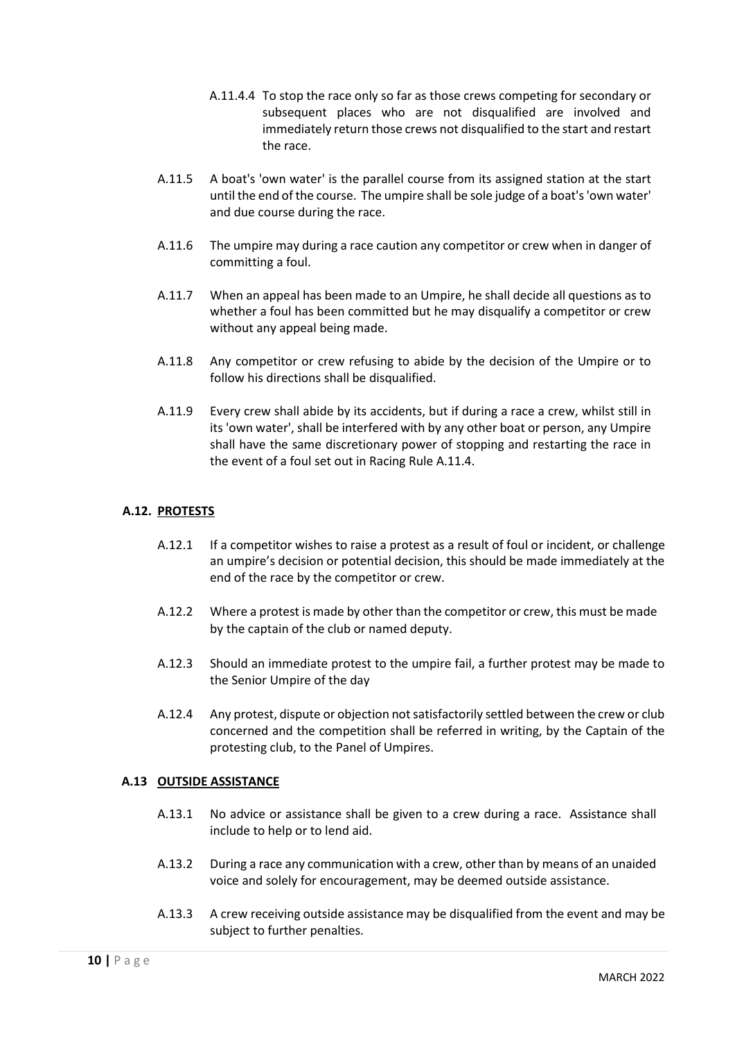A.11.4.4 To stop the race only so far as those crews competing for secondary or subsequent places who are not disqualified are involved and immediately return those crews not disqualified to the start and restart the race.

A.11.5 A boat's 'own water' is the parallel course from its assigned station at the start until the end of the course. The umpire shall be sole judge of a boat's 'own water' and due course during the race.

A.11.6 The umpire may during a race caution any competitor or crew when in danger of committing a foul.

A.11.7 When an appeal has been made to an Umpire, he shall decide all questions as to whether a foul has been committed but he may disqualify a competitor or crew without any appeal being made.

A.11.8 Any competitor or crew refusing to abide by the decision of the Umpire or to follow his directions shall be disqualified.

A.11.9 Every crew shall abide by its accidents, but if during a race a crew, whilst still in its 'own water', shall be interfered with by any other boat or person, any Umpire shall have the same discretionary power of stopping and restarting the race in the event of a foul set out in Racing Rule A.11.4.

## A.12. PROTESTS

A.12.1 If a competitor wishes to raise a protest as a result of foul or incident, or challenge an umpire's decision or potential decision, this should be made immediately at the end of the race by the competitor or crew.

A.12.2 Where a protest is made by other than the competitor or crew, this must be made by the captain of the club or named deputy.

A.12.3 Should an immediate protest to the umpire fail, a further protest may be made to the Senior Umpire of the day

A.12.4 Any protest, dispute or objection not satisfactorily settled between the crew or club concerned and the competition shall be referred in writing, by the Captain of the protesting club, to the Panel of Umpires.

## A.13 OUTSIDE ASSISTANCE

A.13.1 No advice or assistance shall be given to a crew during a race. Assistance shall include to help or to lend aid.

A.13.2 During a race any communication with a crew, other than by means of an unaided voice and solely for encouragement, may be deemed outside assistance.

A.13.3 A crew receiving outside assistance may be disqualified from the event and may be subject to further penalties.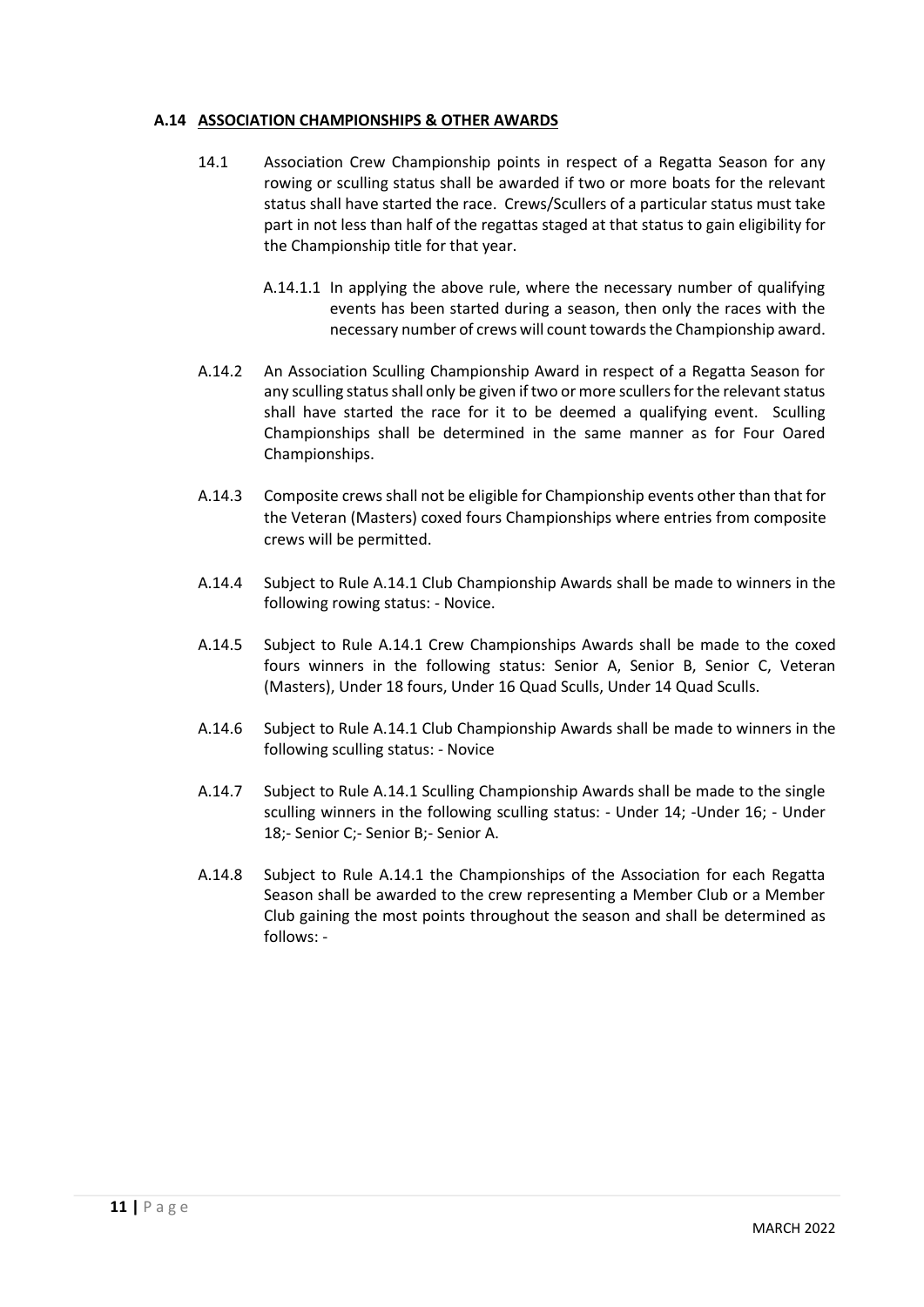## A.14 ASSOCIATION CHAMPIONSHIPS & OTHER AWARDS

14.1 Association Crew Championship points in respect of a Regatta Season for any rowing or sculling status shall be awarded if two or more boats for the relevant status shall have started the race. Crews/Scullers of a particular status must take part in not less than half of the regattas staged at that status to gain eligibility for the Championship title for that year.

A.14.1.1 In applying the above rule, where the necessary number of qualifying events has been started during a season, then only the races with the necessary number of crews will count towards the Championship award.

A.14.2 An Association Sculling Championship Award in respect of a Regatta Season for any sculling status shall only be given if two or more scullers for the relevant status shall have started the race for it to be deemed a qualifying event. Sculling Championships shall be determined in the same manner as for Four Oared Championships.

A.14.3 Composite crews shall not be eligible for Championship events other than that for the Veteran (Masters) coxed fours Championships where entries from composite crews will be permitted.

A.14.4 Subject to Rule A.14.1 Club Championship Awards shall be made to winners in the following rowing status: - Novice.

A.14.5 Subject to Rule A.14.1 Crew Championships Awards shall be made to the coxed fours winners in the following status: Senior A, Senior B, Senior C, Veteran (Masters), Under 18 fours, Under 16 Quad Sculls, Under 14 Quad Sculls.

A.14.6 Subject to Rule A.14.1 Club Championship Awards shall be made to winners in the following sculling status: - Novice

A.14.7 Subject to Rule A.14.1 Sculling Championship Awards shall be made to the single sculling winners in the following sculling status: - Under 14; -Under 16; - Under 18;- Senior C;- Senior B;- Senior A.

A.14.8 Subject to Rule A.14.1 the Championships of the Association for each Regatta Season shall be awarded to the crew representing a Member Club or a Member Club gaining the most points throughout the season and shall be determined as follows: -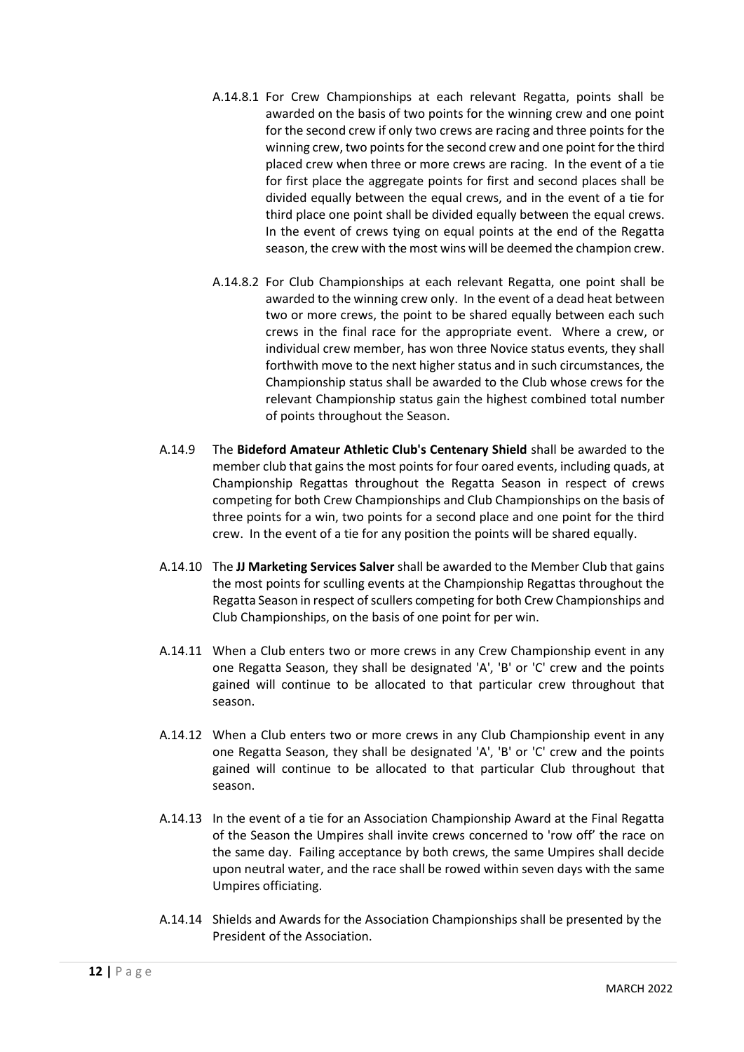A.14.8.1 For Crew Championships at each relevant Regatta, points shall be awarded on the basis of two points for the winning crew and one point for the second crew if only two crews are racing and three points for the winning crew, two points for the second crew and one point for the third placed crew when three or more crews are racing. In the event of a tie for first place the aggregate points for first and second places shall be divided equally between the equal crews, and in the event of a tie for third place one point shall be divided equally between the equal crews. In the event of crews tying on equal points at the end of the Regatta season, the crew with the most wins will be deemed the champion crew.

A.14.8.2 For Club Championships at each relevant Regatta, one point shall be awarded to the winning crew only. In the event of a dead heat between two or more crews, the point to be shared equally between each such crews in the final race for the appropriate event. Where a crew, or individual crew member, has won three Novice status events, they shall forthwith move to the next higher status and in such circumstances, the Championship status shall be awarded to the Club whose crews for the relevant Championship status gain the highest combined total number of points throughout the Season.

A.14.9 The **Bideford Amateur Athletic Club's Centenary Shield** shall be awarded to the member club that gains the most points for four oared events, including quads, at Championship Regattas throughout the Regatta Season in respect of crews competing for both Crew Championships and Club Championships on the basis of three points for a win, two points for a second place and one point for the third crew. In the event of a tie for any position the points will be shared equally.

A.14.10 The **JJ Marketing Services Salver** shall be awarded to the Member Club that gains the most points for sculling events at the Championship Regattas throughout the Regatta Season in respect of scullers competing for both Crew Championships and Club Championships, on the basis of one point for per win.

A.14.11 When a Club enters two or more crews in any Crew Championship event in any one Regatta Season, they shall be designated 'A', 'B' or 'C' crew and the points gained will continue to be allocated to that particular crew throughout that season.

A.14.12 When a Club enters two or more crews in any Club Championship event in any one Regatta Season, they shall be designated 'A', 'B' or 'C' crew and the points gained will continue to be allocated to that particular Club throughout that season.

A.14.13 In the event of a tie for an Association Championship Award at the Final Regatta of the Season the Umpires shall invite crews concerned to 'row off' the race on the same day. Failing acceptance by both crews, the same Umpires shall decide upon neutral water, and the race shall be rowed within seven days with the same Umpires officiating.

A.14.14 Shields and Awards for the Association Championships shall be presented by the President of the Association.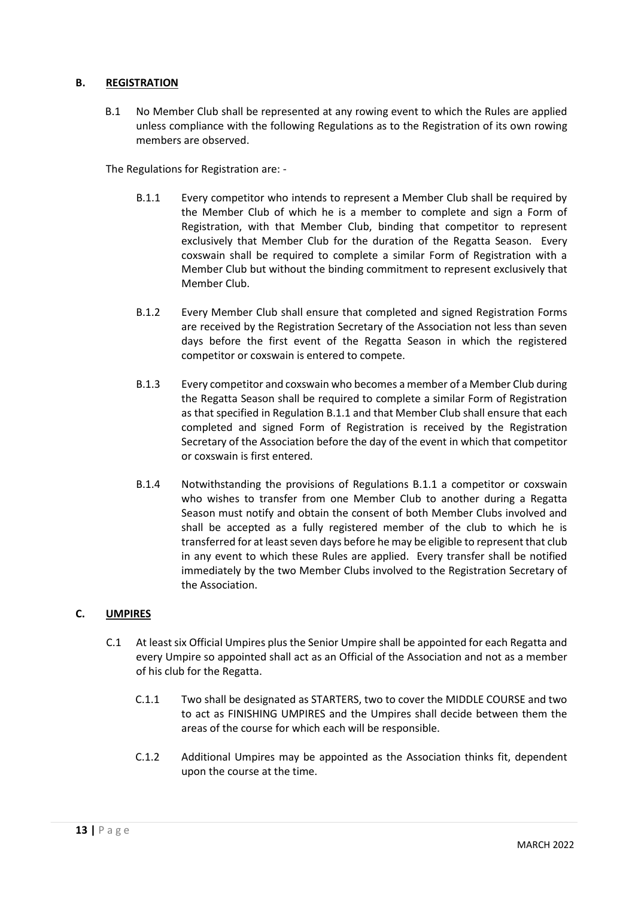## B. REGISTRATION

B.1 No Member Club shall be represented at any rowing event to which the Rules are applied unless compliance with the following Regulations as to the Registration of its own rowing members are observed.

The Regulations for Registration are: -

B.1.1 Every competitor who intends to represent a Member Club shall be required by the Member Club of which he is a member to complete and sign a Form of Registration, with that Member Club, binding that competitor to represent exclusively that Member Club for the duration of the Regatta Season. Every coxswain shall be required to complete a similar Form of Registration with a Member Club but without the binding commitment to represent exclusively that Member Club.

B.1.2 Every Member Club shall ensure that completed and signed Registration Forms are received by the Registration Secretary of the Association not less than seven days before the first event of the Regatta Season in which the registered competitor or coxswain is entered to compete.

B.1.3 Every competitor and coxswain who becomes a member of a Member Club during the Regatta Season shall be required to complete a similar Form of Registration as that specified in Regulation B.1.1 and that Member Club shall ensure that each completed and signed Form of Registration is received by the Registration Secretary of the Association before the day of the event in which that competitor or coxswain is first entered.

B.1.4 Notwithstanding the provisions of Regulations B.1.1 a competitor or coxswain who wishes to transfer from one Member Club to another during a Regatta Season must notify and obtain the consent of both Member Clubs involved and shall be accepted as a fully registered member of the club to which he is transferred for at least seven days before he may be eligible to represent that club in any event to which these Rules are applied. Every transfer shall be notified immediately by the two Member Clubs involved to the Registration Secretary of the Association.

## C. UMPIRES

C.1 At least six Official Umpires plus the Senior Umpire shall be appointed for each Regatta and every Umpire so appointed shall act as an Official of the Association and not as a member of his club for the Regatta.

C.1.1 Two shall be designated as STARTERS, two to cover the MIDDLE COURSE and two to act as FINISHING UMPIRES and the Umpires shall decide between them the areas of the course for which each will be responsible.

C.1.2 Additional Umpires may be appointed as the Association thinks fit, dependent upon the course at the time.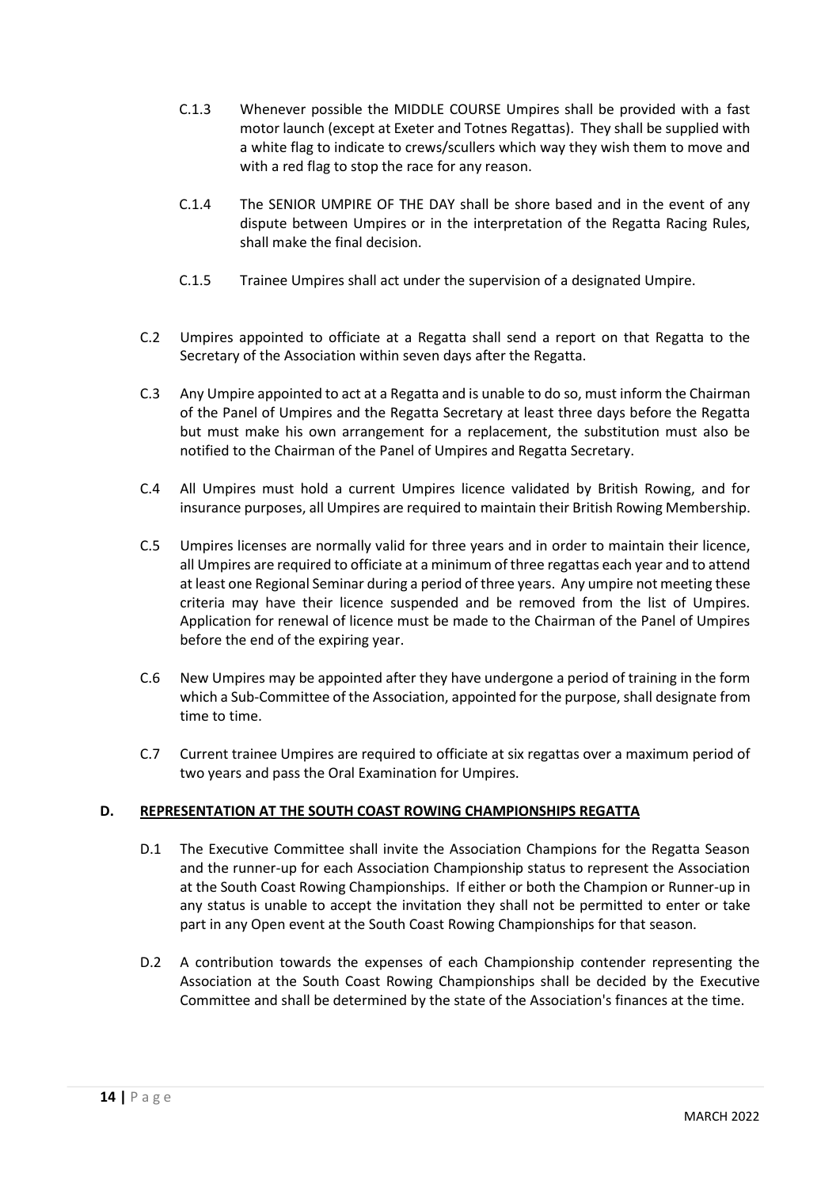C.1.3 Whenever possible the MIDDLE COURSE Umpires shall be provided with a fast motor launch (except at Exeter and Totnes Regattas). They shall be supplied with a white flag to indicate to crews/scullers which way they wish them to move and with a red flag to stop the race for any reason.

C.1.4 The SENIOR UMPIRE OF THE DAY shall be shore based and in the event of any dispute between Umpires or in the interpretation of the Regatta Racing Rules, shall make the final decision.

C.1.5 Trainee Umpires shall act under the supervision of a designated Umpire.

C.2 Umpires appointed to officiate at a Regatta shall send a report on that Regatta to the Secretary of the Association within seven days after the Regatta.

C.3 Any Umpire appointed to act at a Regatta and is unable to do so, must inform the Chairman of the Panel of Umpires and the Regatta Secretary at least three days before the Regatta but must make his own arrangement for a replacement, the substitution must also be notified to the Chairman of the Panel of Umpires and Regatta Secretary.

C.4 All Umpires must hold a current Umpires licence validated by British Rowing, and for insurance purposes, all Umpires are required to maintain their British Rowing Membership.

C.5 Umpires licenses are normally valid for three years and in order to maintain their licence, all Umpires are required to officiate at a minimum of three regattas each year and to attend at least one Regional Seminar during a period of three years. Any umpire not meeting these criteria may have their licence suspended and be removed from the list of Umpires. Application for renewal of licence must be made to the Chairman of the Panel of Umpires before the end of the expiring year.

C.6 New Umpires may be appointed after they have undergone a period of training in the form which a Sub-Committee of the Association, appointed for the purpose, shall designate from time to time.

C.7 Current trainee Umpires are required to officiate at six regattas over a maximum period of two years and pass the Oral Examination for Umpires.

## D. REPRESENTATION AT THE SOUTH COAST ROWING CHAMPIONSHIPS REGATTA

D.1 The Executive Committee shall invite the Association Champions for the Regatta Season and the runner-up for each Association Championship status to represent the Association at the South Coast Rowing Championships. If either or both the Champion or Runner-up in any status is unable to accept the invitation they shall not be permitted to enter or take part in any Open event at the South Coast Rowing Championships for that season.

D.2 A contribution towards the expenses of each Championship contender representing the Association at the South Coast Rowing Championships shall be decided by the Executive Committee and shall be determined by the state of the Association's finances at the time.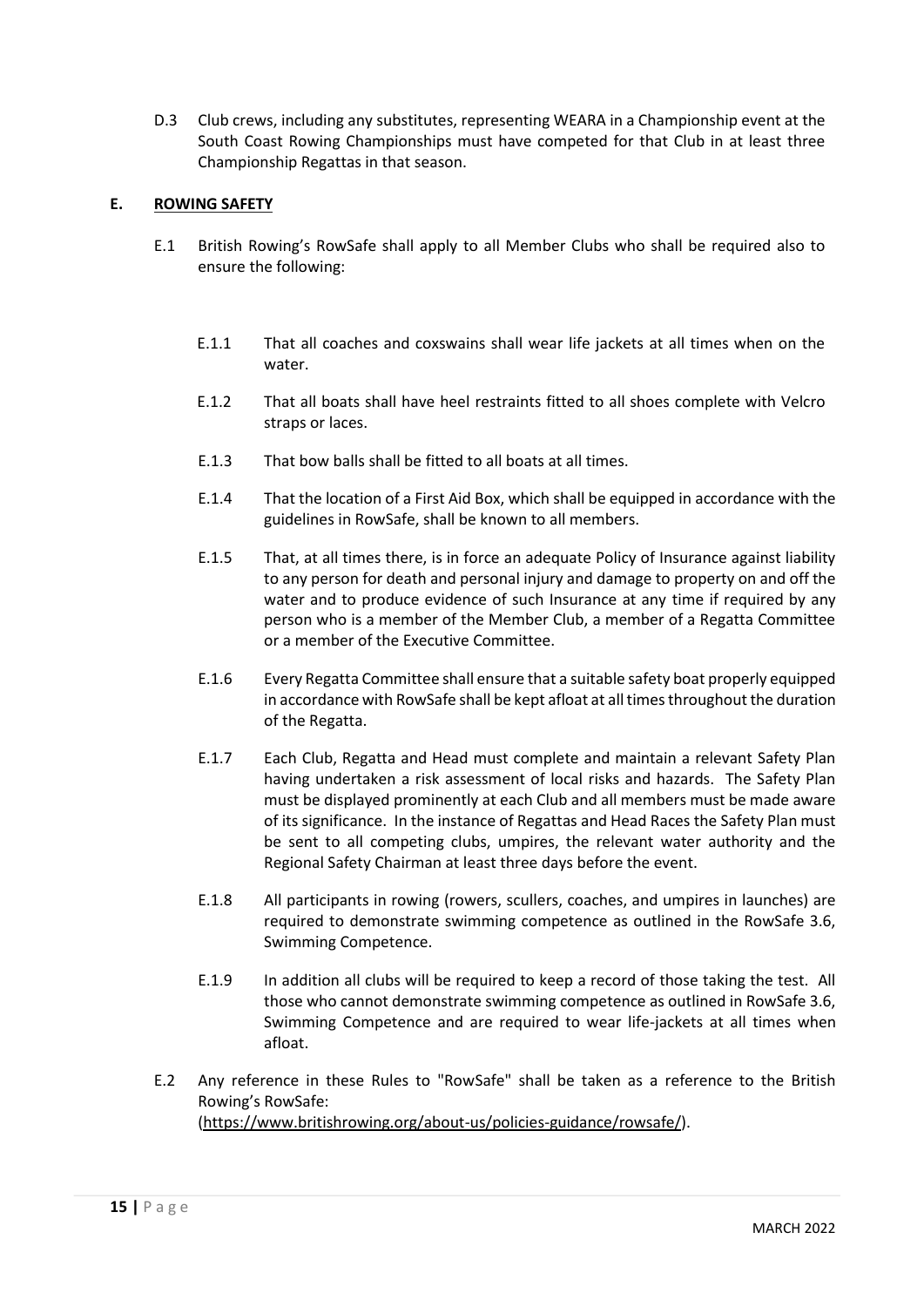D.3 Club crews, including any substitutes, representing WEARA in a Championship event at the South Coast Rowing Championships must have competed for that Club in at least three Championship Regattas in that season.

## E. ROWING SAFETY

E.1 British Rowing's RowSafe shall apply to all Member Clubs who shall be required also to ensure the following:

E.1.1 That all coaches and coxswains shall wear life jackets at all times when on the water.

E.1.2 That all boats shall have heel restraints fitted to all shoes complete with Velcro straps or laces.

E.1.3 That bow balls shall be fitted to all boats at all times.

E.1.4 That the location of a First Aid Box, which shall be equipped in accordance with the guidelines in RowSafe, shall be known to all members.

E.1.5 That, at all times there, is in force an adequate Policy of Insurance against liability to any person for death and personal injury and damage to property on and off the water and to produce evidence of such Insurance at any time if required by any person who is a member of the Member Club, a member of a Regatta Committee or a member of the Executive Committee.

E.1.6 Every Regatta Committee shall ensure that a suitable safety boat properly equipped in accordance with RowSafe shall be kept afloat at all times throughout the duration of the Regatta.

E.1.7 Each Club, Regatta and Head must complete and maintain a relevant Safety Plan having undertaken a risk assessment of local risks and hazards. The Safety Plan must be displayed prominently at each Club and all members must be made aware of its significance. In the instance of Regattas and Head Races the Safety Plan must be sent to all competing clubs, umpires, the relevant water authority and the Regional Safety Chairman at least three days before the event.

E.1.8 All participants in rowing (rowers, scullers, coaches, and umpires in launches) are required to demonstrate swimming competence as outlined in the RowSafe 3.6, Swimming Competence.

E.1.9 In addition all clubs will be required to keep a record of those taking the test. All those who cannot demonstrate swimming competence as outlined in RowSafe 3.6, Swimming Competence and are required to wear life-jackets at all times when afloat.

E.2 Any reference in these Rules to "RowSafe" shall be taken as a reference to the British Rowing's RowSafe: (https://www.britishrowing.org/about-us/policies-guidance/rowsafe/).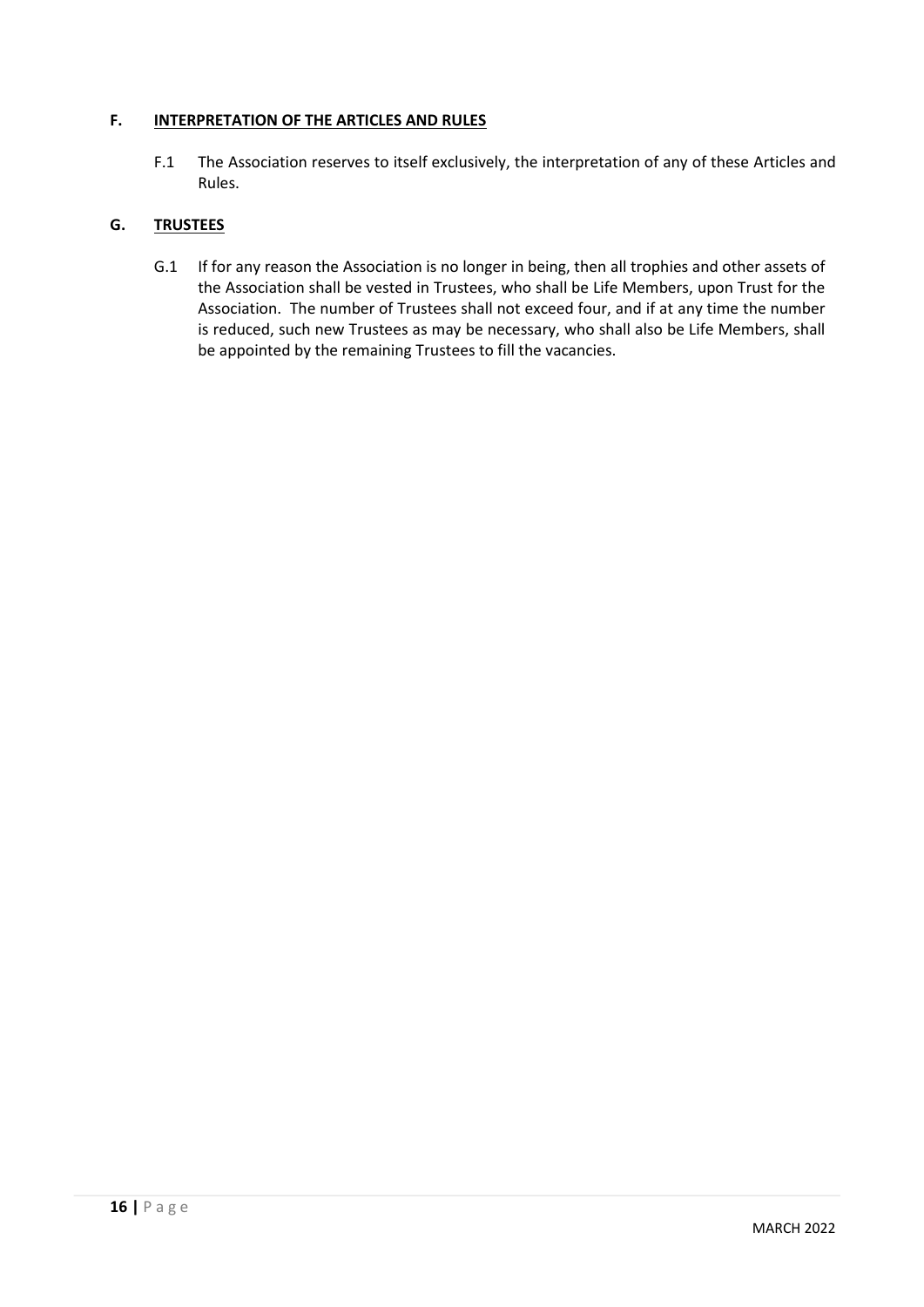## F. INTERPRETATION OF THE ARTICLES AND RULES

F.1 The Association reserves to itself exclusively, the interpretation of any of these Articles and Rules.

## G. TRUSTEES

G.1 If for any reason the Association is no longer in being, then all trophies and other assets of the Association shall be vested in Trustees, who shall be Life Members, upon Trust for the Association. The number of Trustees shall not exceed four, and if at any time the number is reduced, such new Trustees as may be necessary, who shall also be Life Members, shall be appointed by the remaining Trustees to fill the vacancies.